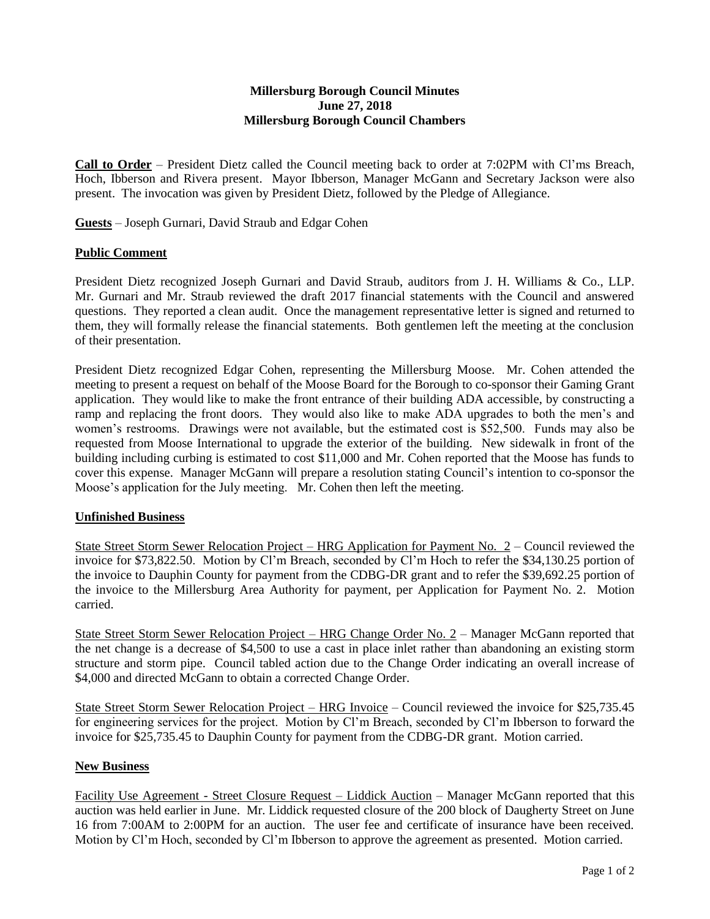**Millersburg Borough Council Minutes**
**June 27, 2018**
**Millersburg Borough Council Chambers**

**Call to Order** – President Dietz called the Council meeting back to order at 7:02PM with Cl'ms Breach, Hoch, Ibberson and Rivera present. Mayor Ibberson, Manager McGann and Secretary Jackson were also present. The invocation was given by President Dietz, followed by the Pledge of Allegiance.

**Guests** – Joseph Gurnari, David Straub and Edgar Cohen

**Public Comment**

President Dietz recognized Joseph Gurnari and David Straub, auditors from J. H. Williams & Co., LLP. Mr. Gurnari and Mr. Straub reviewed the draft 2017 financial statements with the Council and answered questions. They reported a clean audit. Once the management representative letter is signed and returned to them, they will formally release the financial statements. Both gentlemen left the meeting at the conclusion of their presentation.

President Dietz recognized Edgar Cohen, representing the Millersburg Moose. Mr. Cohen attended the meeting to present a request on behalf of the Moose Board for the Borough to co-sponsor their Gaming Grant application. They would like to make the front entrance of their building ADA accessible, by constructing a ramp and replacing the front doors. They would also like to make ADA upgrades to both the men's and women's restrooms. Drawings were not available, but the estimated cost is $52,500. Funds may also be requested from Moose International to upgrade the exterior of the building. New sidewalk in front of the building including curbing is estimated to cost $11,000 and Mr. Cohen reported that the Moose has funds to cover this expense. Manager McGann will prepare a resolution stating Council's intention to co-sponsor the Moose's application for the July meeting. Mr. Cohen then left the meeting.

**Unfinished Business**

State Street Storm Sewer Relocation Project – HRG Application for Payment No. 2 – Council reviewed the invoice for $73,822.50. Motion by Cl'm Breach, seconded by Cl'm Hoch to refer the $34,130.25 portion of the invoice to Dauphin County for payment from the CDBG-DR grant and to refer the $39,692.25 portion of the invoice to the Millersburg Area Authority for payment, per Application for Payment No. 2. Motion carried.

State Street Storm Sewer Relocation Project – HRG Change Order No. 2 – Manager McGann reported that the net change is a decrease of $4,500 to use a cast in place inlet rather than abandoning an existing storm structure and storm pipe. Council tabled action due to the Change Order indicating an overall increase of $4,000 and directed McGann to obtain a corrected Change Order.

State Street Storm Sewer Relocation Project – HRG Invoice – Council reviewed the invoice for $25,735.45 for engineering services for the project. Motion by Cl'm Breach, seconded by Cl'm Ibberson to forward the invoice for $25,735.45 to Dauphin County for payment from the CDBG-DR grant. Motion carried.

**New Business**

Facility Use Agreement - Street Closure Request – Liddick Auction – Manager McGann reported that this auction was held earlier in June. Mr. Liddick requested closure of the 200 block of Daugherty Street on June 16 from 7:00AM to 2:00PM for an auction. The user fee and certificate of insurance have been received. Motion by Cl'm Hoch, seconded by Cl'm Ibberson to approve the agreement as presented. Motion carried.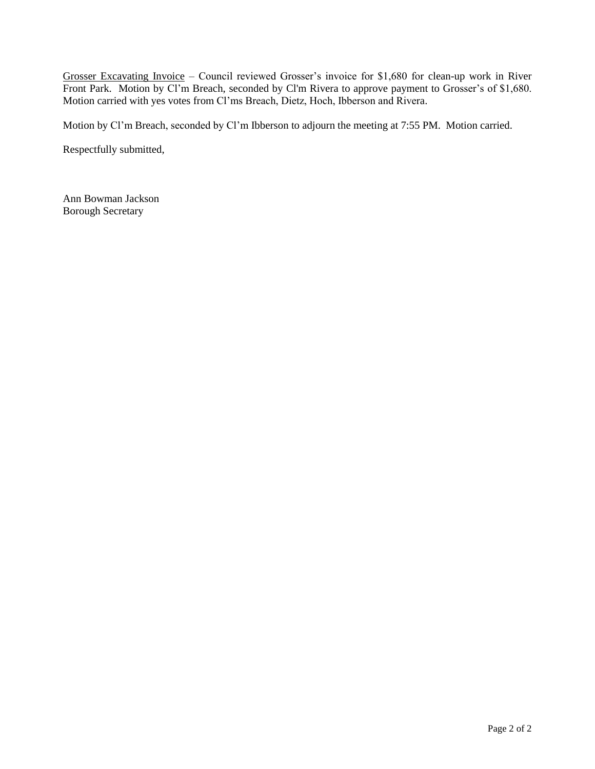Grosser Excavating Invoice – Council reviewed Grosser's invoice for $1,680 for clean-up work in River Front Park. Motion by Cl'm Breach, seconded by Cl'm Rivera to approve payment to Grosser's of $1,680. Motion carried with yes votes from Cl'ms Breach, Dietz, Hoch, Ibberson and Rivera.

Motion by Cl'm Breach, seconded by Cl'm Ibberson to adjourn the meeting at 7:55 PM. Motion carried.

Respectfully submitted,

Ann Bowman Jackson
Borough Secretary